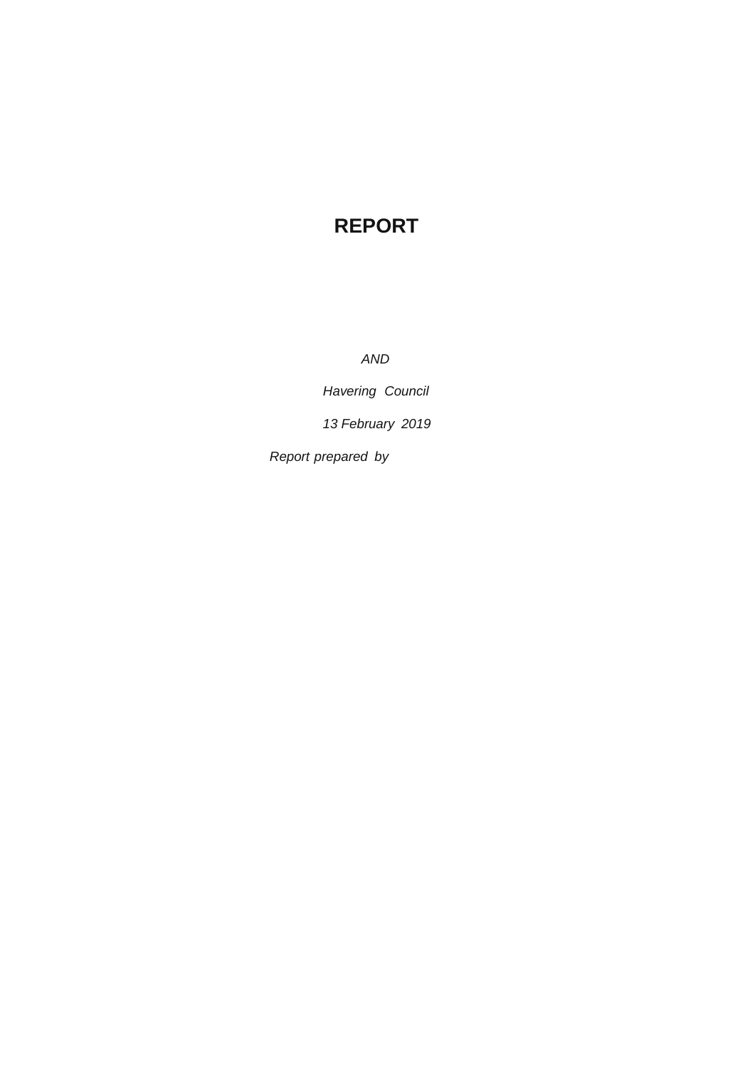# REPORT

*AND*

*Havering Council*

*13 February 2019*

*Report prepared by*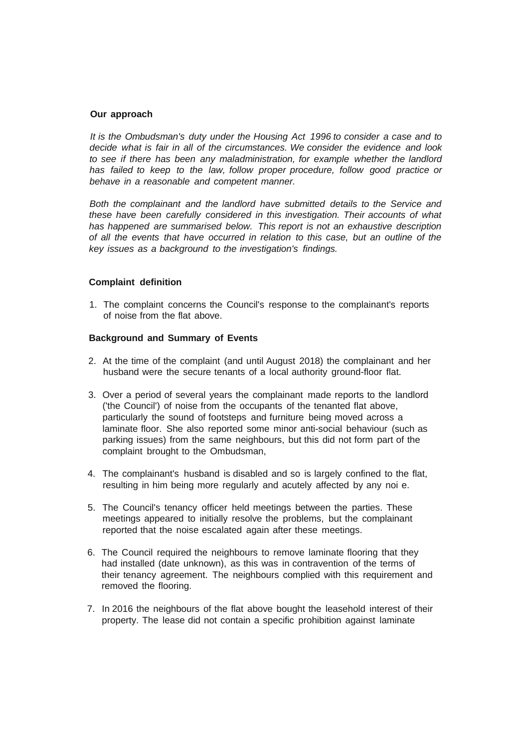**Our approach**

*It is the Ombudsman's duty under the Housing Act 1996 to consider a case and to decide what is fair in all of the circumstances. We consider the evidence and look to see if there has been any maladministration, for example whether the landlord has failed to keep to the law, follow proper procedure, follow good practice or behave in a reasonable and competent manner.*

*Both the complainant and the landlord have submitted details to the Service and these have been carefully considered in this investigation. Their accounts of what has happened are summarised below. This report is not an exhaustive description of all the events that have occurred in relation to this case, but an outline of the key issues as a background to the investigation's findings.*

**Complaint definition**

1. The complaint concerns the Council's response to the complainant's reports of noise from the flat above.

**Background and Summary of Events**

2. At the time of the complaint (and until August 2018) the complainant and her husband were the secure tenants of a local authority ground-floor flat.

3. Over a period of several years the complainant made reports to the landlord ('the Council') of noise from the occupants of the tenanted flat above, particularly the sound of footsteps and furniture being moved across a laminate floor. She also reported some minor anti-social behaviour (such as parking issues) from the same neighbours, but this did not form part of the complaint brought to the Ombudsman,

4. The complainant's husband is disabled and so is largely confined to the flat, resulting in him being more regularly and acutely affected by any noi e.

5. The Council's tenancy officer held meetings between the parties. These meetings appeared to initially resolve the problems, but the complainant reported that the noise escalated again after these meetings.

6. The Council required the neighbours to remove laminate flooring that they had installed (date unknown), as this was in contravention of the terms of their tenancy agreement. The neighbours complied with this requirement and removed the flooring.

7. In 2016 the neighbours of the flat above bought the leasehold interest of their property. The lease did not contain a specific prohibition against laminate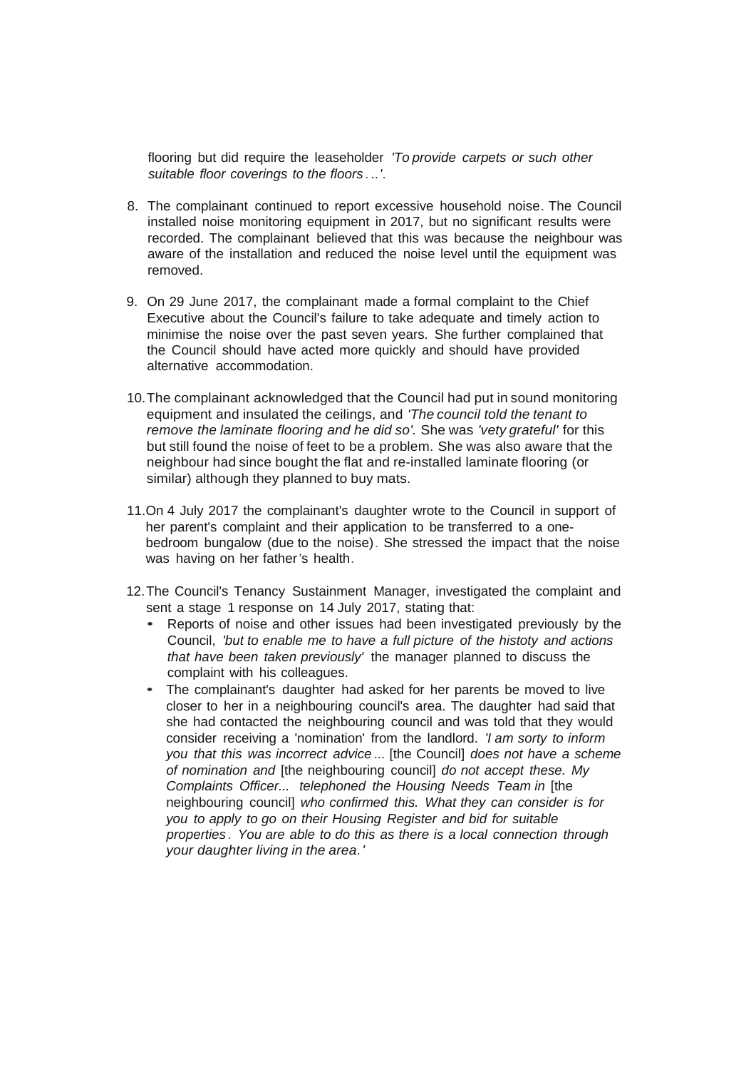flooring but did require the leaseholder *'To provide carpets or such other suitable floor coverings to the floors...'.*

8. The complainant continued to report excessive household noise. The Council installed noise monitoring equipment in 2017, but no significant results were recorded. The complainant believed that this was because the neighbour was aware of the installation and reduced the noise level until the equipment was removed.

9. On 29 June 2017, the complainant made a formal complaint to the Chief Executive about the Council's failure to take adequate and timely action to minimise the noise over the past seven years. She further complained that the Council should have acted more quickly and should have provided alternative accommodation.

10. The complainant acknowledged that the Council had put in sound monitoring equipment and insulated the ceilings, and *'The council told the tenant to remove the laminate flooring and he did so'.* She was *'vety grateful'* for this but still found the noise of feet to be a problem. She was also aware that the neighbour had since bought the flat and re-installed laminate flooring (or similar) although they planned to buy mats.

11. On 4 July 2017 the complainant's daughter wrote to the Council in support of her parent's complaint and their application to be transferred to a one-bedroom bungalow (due to the noise). She stressed the impact that the noise was having on her father's health.

12. The Council's Tenancy Sustainment Manager, investigated the complaint and sent a stage 1 response on 14 July 2017, stating that:
    - Reports of noise and other issues had been investigated previously by the Council, *'but to enable me to have a full picture of the histoty and actions that have been taken previously'* the manager planned to discuss the complaint with his colleagues.
    - The complainant's daughter had asked for her parents be moved to live closer to her in a neighbouring council's area. The daughter had said that she had contacted the neighbouring council and was told that they would consider receiving a 'nomination' from the landlord. *'I am sorty to inform you that this was incorrect advice...* [the Council] *does not have a scheme of nomination and* [the neighbouring council] *do not accept these. My Complaints Officer... telephoned the Housing Needs Team in* [the neighbouring council] *who confirmed this. What they can consider is for you to apply to go on their Housing Register and bid for suitable properties. You are able to do this as there is a local connection through your daughter living in the area.'*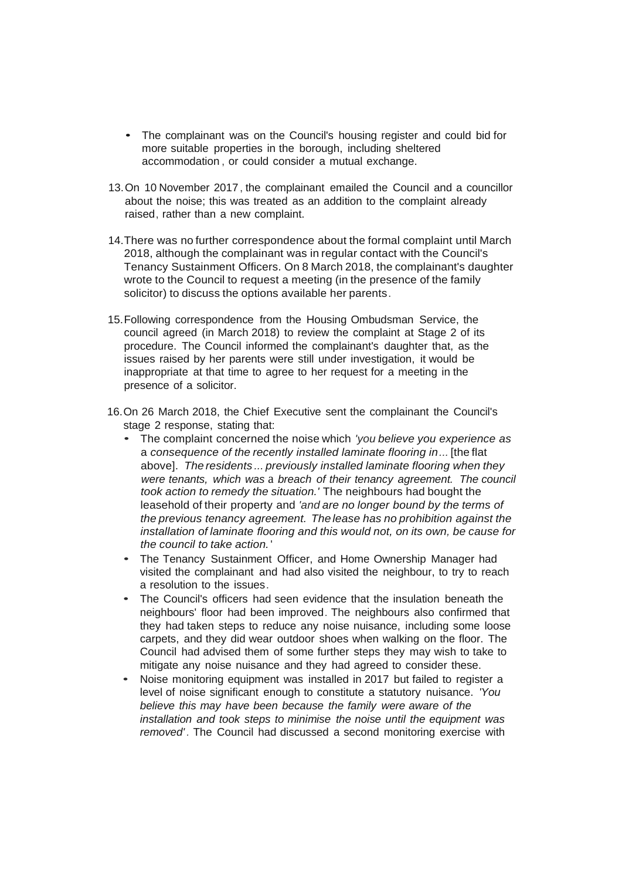- The complainant was on the Council's housing register and could bid for more suitable properties in the borough, including sheltered accommodation, or could consider a mutual exchange.

13. On 10 November 2017, the complainant emailed the Council and a councillor about the noise; this was treated as an addition to the complaint already raised, rather than a new complaint.

14. There was no further correspondence about the formal complaint until March 2018, although the complainant was in regular contact with the Council's Tenancy Sustainment Officers. On 8 March 2018, the complainant's daughter wrote to the Council to request a meeting (in the presence of the family solicitor) to discuss the options available her parents.

15. Following correspondence from the Housing Ombudsman Service, the council agreed (in March 2018) to review the complaint at Stage 2 of its procedure. The Council informed the complainant's daughter that, as the issues raised by her parents were still under investigation, it would be inappropriate at that time to agree to her request for a meeting in the presence of a solicitor.

16. On 26 March 2018, the Chief Executive sent the complainant the Council's stage 2 response, stating that:
    - The complaint concerned the noise which *'you believe you experience as a consequence of the recently installed laminate flooring in...* [the flat above]. *The residents ... previously installed laminate flooring when they were tenants, which was a breach of their tenancy agreement. The council took action to remedy the situation.'* The neighbours had bought the leasehold of their property and *'and are no longer bound by the terms of the previous tenancy agreement. The lease has no prohibition against the installation of laminate flooring and this would not, on its own, be cause for the council to take action.'*
    - The Tenancy Sustainment Officer, and Home Ownership Manager had visited the complainant and had also visited the neighbour, to try to reach a resolution to the issues.
    - The Council's officers had seen evidence that the insulation beneath the neighbours' floor had been improved. The neighbours also confirmed that they had taken steps to reduce any noise nuisance, including some loose carpets, and they did wear outdoor shoes when walking on the floor. The Council had advised them of some further steps they may wish to take to mitigate any noise nuisance and they had agreed to consider these.
    - Noise monitoring equipment was installed in 2017 but failed to register a level of noise significant enough to constitute a statutory nuisance. *'You believe this may have been because the family were aware of the installation and took steps to minimise the noise until the equipment was removed'*. The Council had discussed a second monitoring exercise with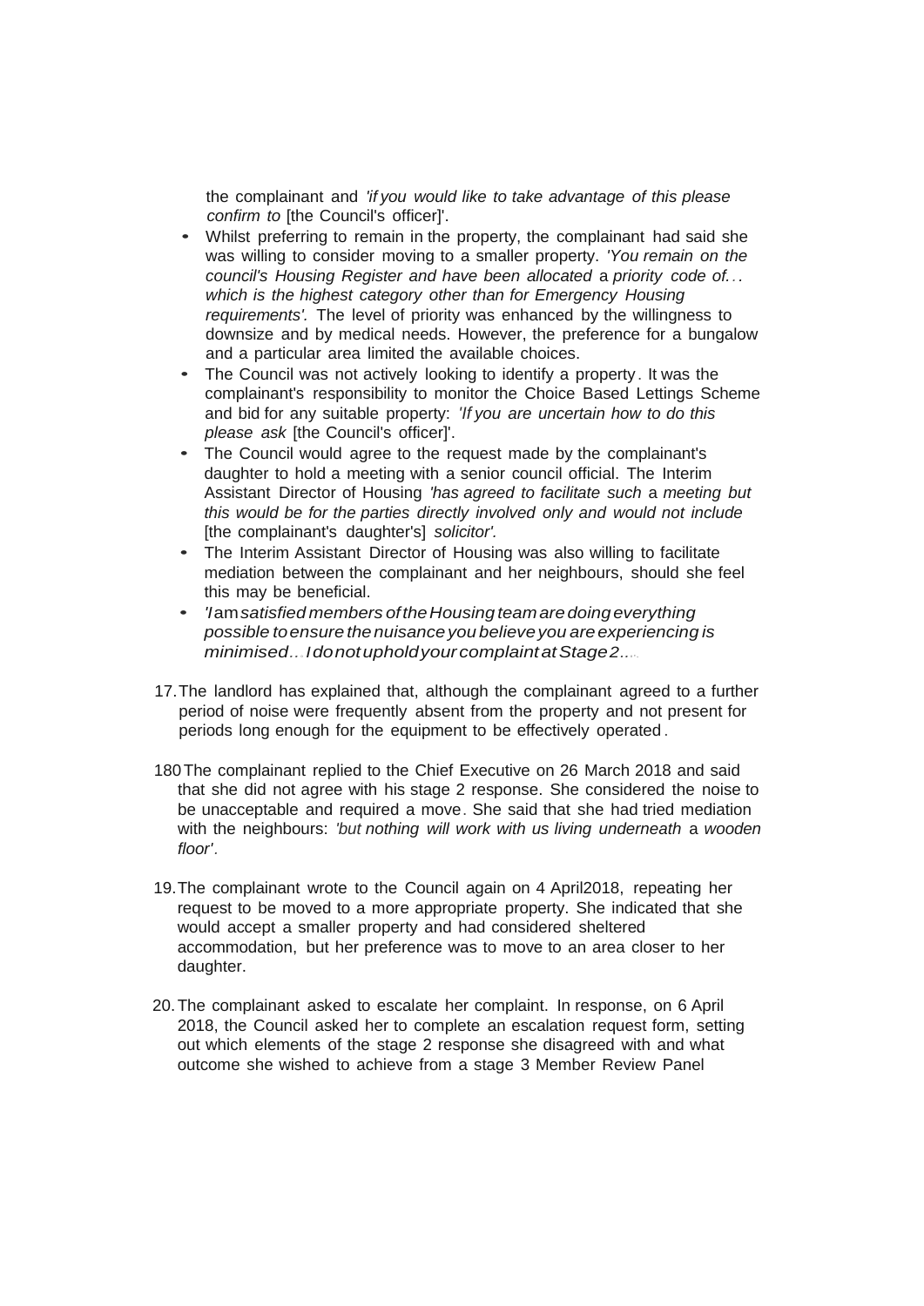the complainant and *'if you would like to take advantage of this please confirm to* [the Council's officer]'.

- Whilst preferring to remain in the property, the complainant had said she was willing to consider moving to a smaller property. *'You remain on the council's Housing Register and have been allocated* a *priority code of... which is the highest category other than for Emergency Housing requirements'.* The level of priority was enhanced by the willingness to downsize and by medical needs. However, the preference for a bungalow and a particular area limited the available choices.
- The Council was not actively looking to identify a property. It was the complainant's responsibility to monitor the Choice Based Lettings Scheme and bid for any suitable property: *'If you are uncertain how to do this please ask* [the Council's officer]'.
- The Council would agree to the request made by the complainant's daughter to hold a meeting with a senior council official. The Interim Assistant Director of Housing *'has agreed to facilitate such* a *meeting but this would be for the parties directly involved only and would not include* [the complainant's daughter's] *solicitor'.*
- The Interim Assistant Director of Housing was also willing to facilitate mediation between the complainant and her neighbours, should she feel this may be beneficial.
- *'I am satisfied members of the Housing team are doing everything possible to ensure the nuisance you believe you are experiencing is minimised...I do not uphold your complaint at Stage 2...'*

17. The landlord has explained that, although the complainant agreed to a further period of noise were frequently absent from the property and not present for periods long enough for the equipment to be effectively operated.

18. The complainant replied to the Chief Executive on 26 March 2018 and said that she did not agree with his stage 2 response. She considered the noise to be unacceptable and required a move. She said that she had tried mediation with the neighbours: *'but nothing will work with us living underneath* a *wooden floor'*.

19. The complainant wrote to the Council again on 4 April 2018, repeating her request to be moved to a more appropriate property. She indicated that she would accept a smaller property and had considered sheltered accommodation, but her preference was to move to an area closer to her daughter.

20. The complainant asked to escalate her complaint. In response, on 6 April 2018, the Council asked her to complete an escalation request form, setting out which elements of the stage 2 response she disagreed with and what outcome she wished to achieve from a stage 3 Member Review Panel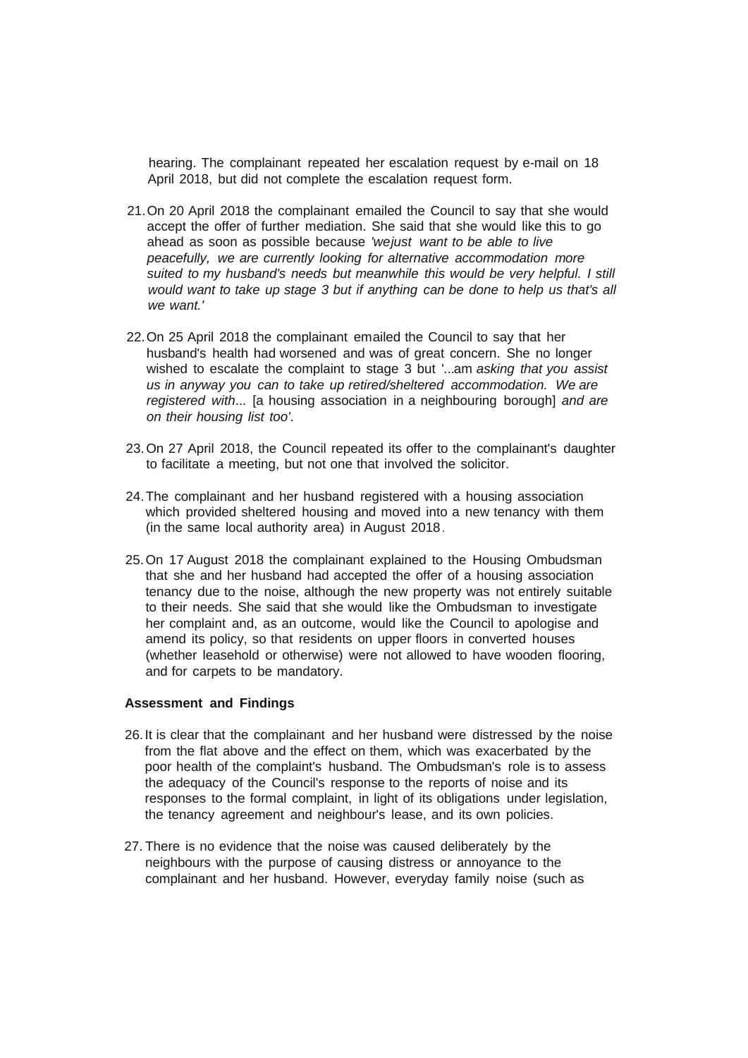hearing. The complainant repeated her escalation request by e-mail on 18 April 2018, but did not complete the escalation request form.

21. On 20 April 2018 the complainant emailed the Council to say that she would accept the offer of further mediation. She said that she would like this to go ahead as soon as possible because *'wejust want to be able to live peacefully, we are currently looking for alternative accommodation more suited to my husband's needs but meanwhile this would be very helpful. I still would want to take up stage 3 but if anything can be done to help us that's all we want.'*

22. On 25 April 2018 the complainant emailed the Council to say that her husband's health had worsened and was of great concern. She no longer wished to escalate the complaint to stage 3 but '...am *asking that you assist us in anyway you can to take up retired/sheltered accommodation. We are registered with...* [a housing association in a neighbouring borough] *and are on their housing list too'.*

23. On 27 April 2018, the Council repeated its offer to the complainant's daughter to facilitate a meeting, but not one that involved the solicitor.

24. The complainant and her husband registered with a housing association which provided sheltered housing and moved into a new tenancy with them (in the same local authority area) in August 2018.

25. On 17 August 2018 the complainant explained to the Housing Ombudsman that she and her husband had accepted the offer of a housing association tenancy due to the noise, although the new property was not entirely suitable to their needs. She said that she would like the Ombudsman to investigate her complaint and, as an outcome, would like the Council to apologise and amend its policy, so that residents on upper floors in converted houses (whether leasehold or otherwise) were not allowed to have wooden flooring, and for carpets to be mandatory.

**Assessment and Findings**

26. It is clear that the complainant and her husband were distressed by the noise from the flat above and the effect on them, which was exacerbated by the poor health of the complaint's husband. The Ombudsman's role is to assess the adequacy of the Council's response to the reports of noise and its responses to the formal complaint, in light of its obligations under legislation, the tenancy agreement and neighbour's lease, and its own policies.

27. There is no evidence that the noise was caused deliberately by the neighbours with the purpose of causing distress or annoyance to the complainant and her husband. However, everyday family noise (such as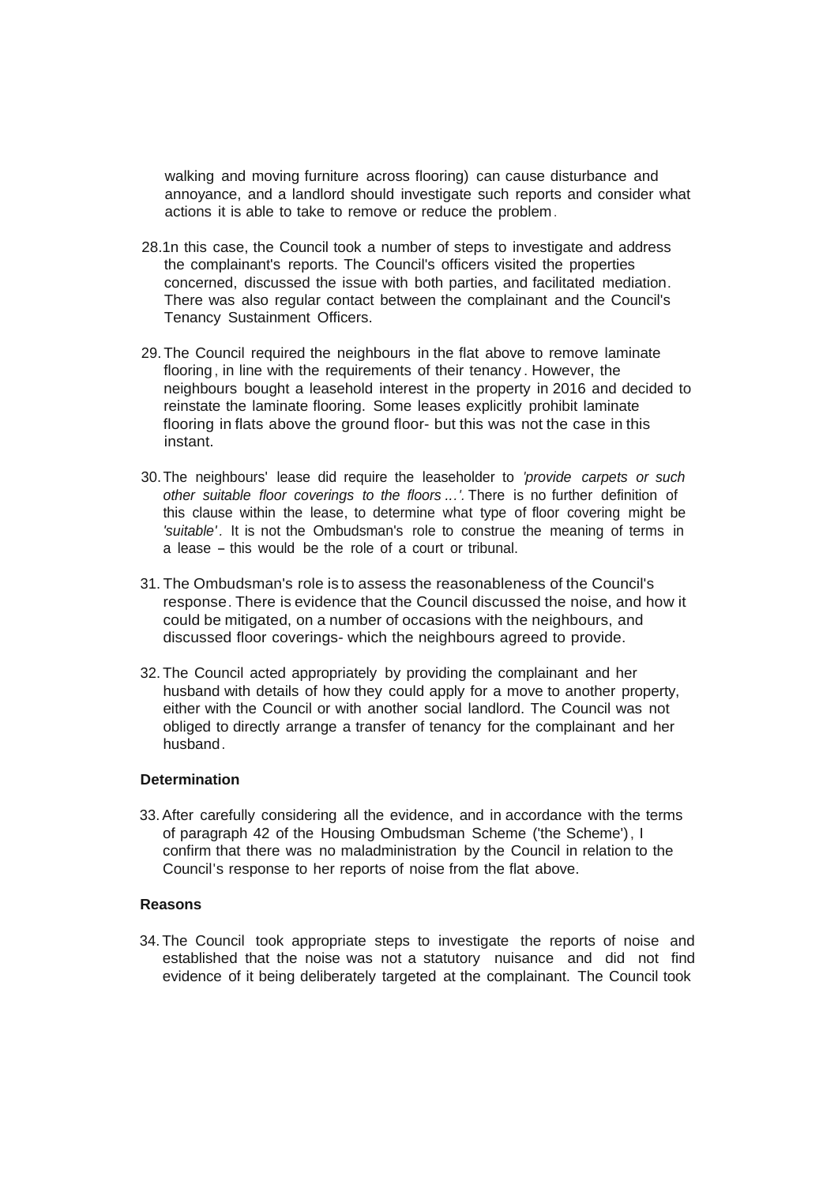walking and moving furniture across flooring) can cause disturbance and annoyance, and a landlord should investigate such reports and consider what actions it is able to take to remove or reduce the problem.

28. In this case, the Council took a number of steps to investigate and address the complainant's reports. The Council's officers visited the properties concerned, discussed the issue with both parties, and facilitated mediation. There was also regular contact between the complainant and the Council's Tenancy Sustainment Officers.

29. The Council required the neighbours in the flat above to remove laminate flooring, in line with the requirements of their tenancy. However, the neighbours bought a leasehold interest in the property in 2016 and decided to reinstate the laminate flooring. Some leases explicitly prohibit laminate flooring in flats above the ground floor- but this was not the case in this instant.

30. The neighbours' lease did require the leaseholder to *'provide carpets or such other suitable floor coverings to the floors ...'.* There is no further definition of this clause within the lease, to determine what type of floor covering might be *'suitable'*. It is not the Ombudsman's role to construe the meaning of terms in a lease – this would be the role of a court or tribunal.

31. The Ombudsman's role is to assess the reasonableness of the Council's response. There is evidence that the Council discussed the noise, and how it could be mitigated, on a number of occasions with the neighbours, and discussed floor coverings- which the neighbours agreed to provide.

32. The Council acted appropriately by providing the complainant and her husband with details of how they could apply for a move to another property, either with the Council or with another social landlord. The Council was not obliged to directly arrange a transfer of tenancy for the complainant and her husband.

**Determination**

33. After carefully considering all the evidence, and in accordance with the terms of paragraph 42 of the Housing Ombudsman Scheme ('the Scheme'), I confirm that there was no maladministration by the Council in relation to the Council's response to her reports of noise from the flat above.

**Reasons**

34. The Council took appropriate steps to investigate the reports of noise and established that the noise was not a statutory nuisance and did not find evidence of it being deliberately targeted at the complainant. The Council took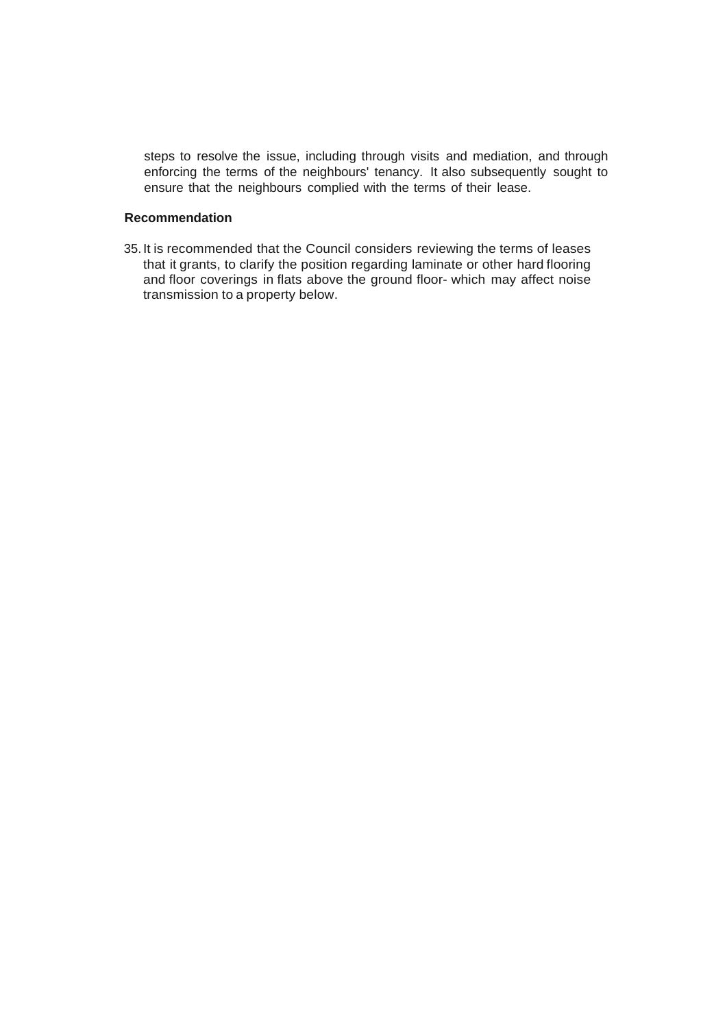steps to resolve the issue, including through visits and mediation, and through enforcing the terms of the neighbours' tenancy. It also subsequently sought to ensure that the neighbours complied with the terms of their lease.

**Recommendation**

35. It is recommended that the Council considers reviewing the terms of leases that it grants, to clarify the position regarding laminate or other hard flooring and floor coverings in flats above the ground floor- which may affect noise transmission to a property below.